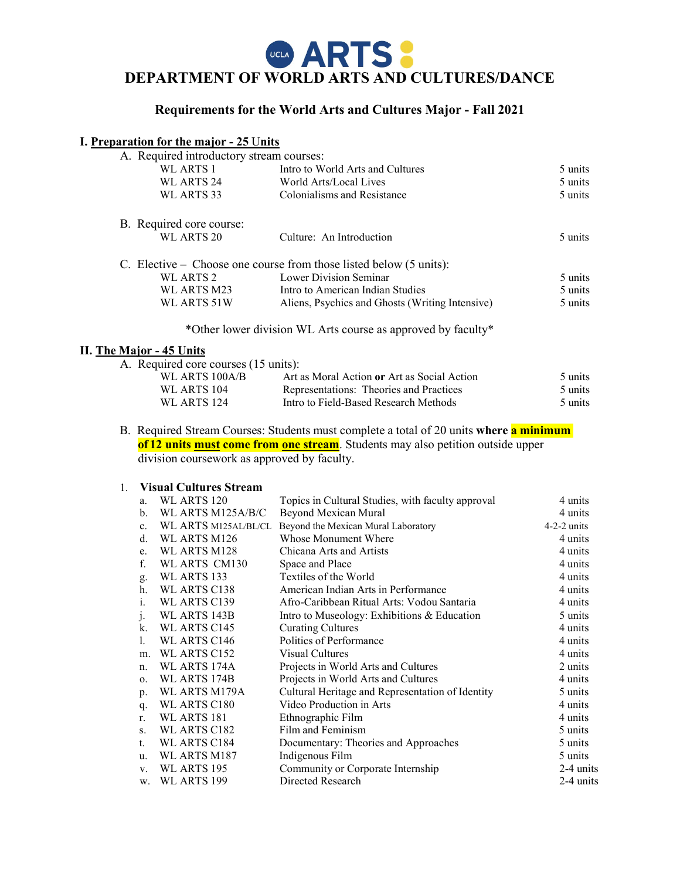# UCLA ARTS

# DEPARTMENT OF WORLD ARTS AND CULTURES/DANCE

## Requirements for the World Arts and Cultures Major - Fall 2021

### I. Preparation for the major - 25 Units

A. Required introductory stream courses:

| | | |
|---|---|---|
| WL ARTS 1 | Intro to World Arts and Cultures | 5 units |
| WL ARTS 24 | World Arts/Local Lives | 5 units |
| WL ARTS 33 | Colonialisms and Resistance | 5 units |

B. Required core course:

| | | |
|---|---|---|
| WL ARTS 20 | Culture: An Introduction | 5 units |

C. Elective – Choose one course from those listed below (5 units):

| | | |
|---|---|---|
| WL ARTS 2 | Lower Division Seminar | 5 units |
| WL ARTS M23 | Intro to American Indian Studies | 5 units |
| WL ARTS 51W | Aliens, Psychics and Ghosts (Writing Intensive) | 5 units |

*Other lower division WL Arts course as approved by faculty*

### II. The Major - 45 Units

A. Required core courses (15 units):

| | | |
|---|---|---|
| WL ARTS 100A/B | Art as Moral Action **or** Art as Social Action | 5 units |
| WL ARTS 104 | Representations: Theories and Practices | 5 units |
| WL ARTS 124 | Intro to Field-Based Research Methods | 5 units |

B. Required Stream Courses: Students must complete a total of 20 units **where a minimum of 12 units must come from one stream**. Students may also petition outside upper division coursework as approved by faculty.

1. **Visual Cultures Stream**

| | | | |
|---|---|---|---|
| a. | WL ARTS 120 | Topics in Cultural Studies, with faculty approval | 4 units |
| b. | WL ARTS M125A/B/C | Beyond Mexican Mural | 4 units |
| c. | WL ARTS M125AL/BL/CL | Beyond the Mexican Mural Laboratory | 4-2-2 units |
| d. | WL ARTS M126 | Whose Monument Where | 4 units |
| e. | WL ARTS M128 | Chicana Arts and Artists | 4 units |
| f. | WL ARTS CM130 | Space and Place | 4 units |
| g. | WL ARTS 133 | Textiles of the World | 4 units |
| h. | WL ARTS C138 | American Indian Arts in Performance | 4 units |
| i. | WL ARTS C139 | Afro-Caribbean Ritual Arts: Vodou Santaria | 4 units |
| j. | WL ARTS 143B | Intro to Museology: Exhibitions & Education | 5 units |
| k. | WL ARTS C145 | Curating Cultures | 4 units |
| l. | WL ARTS C146 | Politics of Performance | 4 units |
| m. | WL ARTS C152 | Visual Cultures | 4 units |
| n. | WL ARTS 174A | Projects in World Arts and Cultures | 2 units |
| o. | WL ARTS 174B | Projects in World Arts and Cultures | 4 units |
| p. | WL ARTS M179A | Cultural Heritage and Representation of Identity | 5 units |
| q. | WL ARTS C180 | Video Production in Arts | 4 units |
| r. | WL ARTS 181 | Ethnographic Film | 4 units |
| s. | WL ARTS C182 | Film and Feminism | 5 units |
| t. | WL ARTS C184 | Documentary: Theories and Approaches | 5 units |
| u. | WL ARTS M187 | Indigenous Film | 5 units |
| v. | WL ARTS 195 | Community or Corporate Internship | 2-4 units |
| w. | WL ARTS 199 | Directed Research | 2-4 units |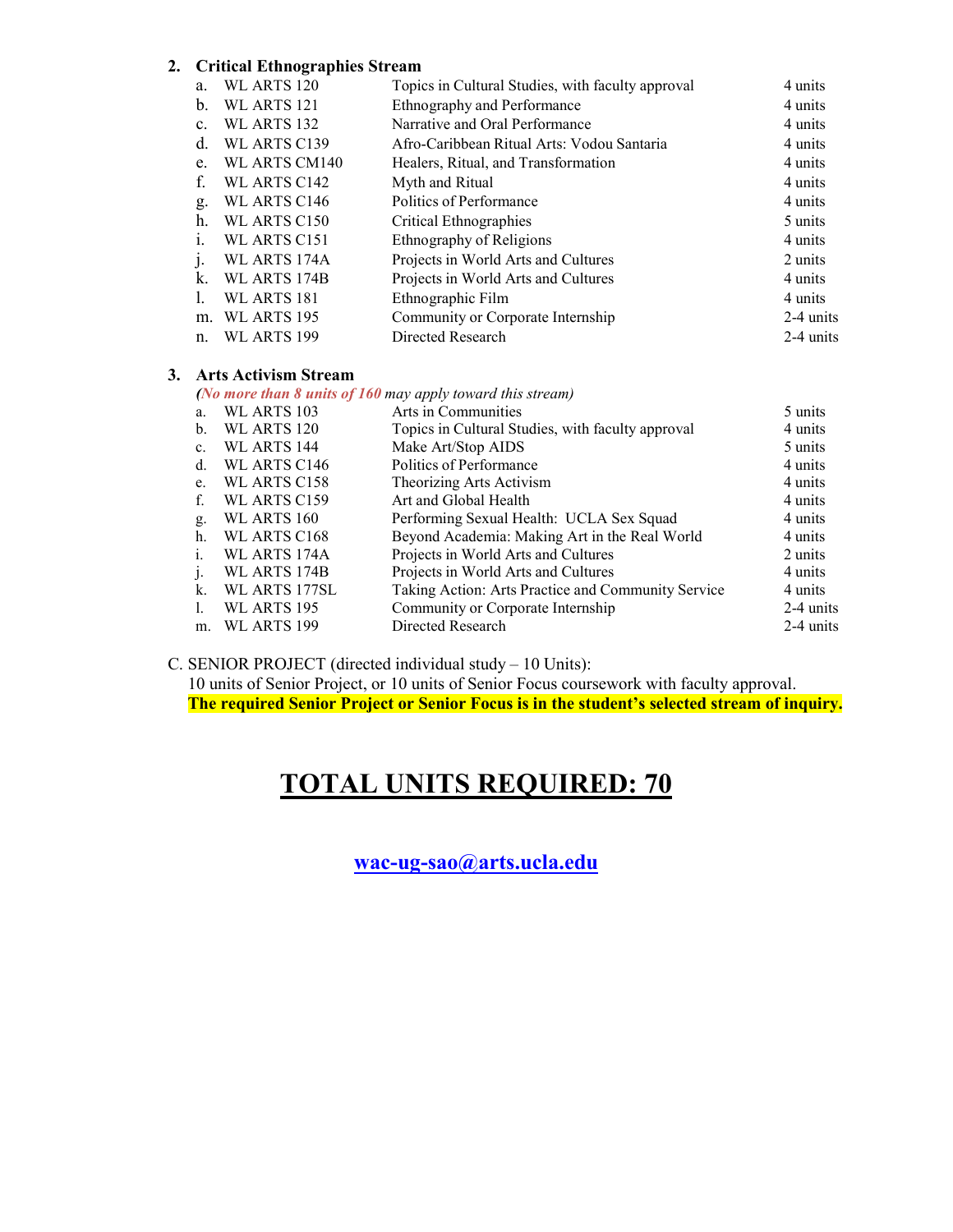### 2. Critical Ethnographies Stream

| | | | |
|---|---|---|---|
| a. | WL ARTS 120 | Topics in Cultural Studies, with faculty approval | 4 units |
| b. | WL ARTS 121 | Ethnography and Performance | 4 units |
| c. | WL ARTS 132 | Narrative and Oral Performance | 4 units |
| d. | WL ARTS C139 | Afro-Caribbean Ritual Arts: Vodou Santaria | 4 units |
| e. | WL ARTS CM140 | Healers, Ritual, and Transformation | 4 units |
| f. | WL ARTS C142 | Myth and Ritual | 4 units |
| g. | WL ARTS C146 | Politics of Performance | 4 units |
| h. | WL ARTS C150 | Critical Ethnographies | 5 units |
| i. | WL ARTS C151 | Ethnography of Religions | 4 units |
| j. | WL ARTS 174A | Projects in World Arts and Cultures | 2 units |
| k. | WL ARTS 174B | Projects in World Arts and Cultures | 4 units |
| l. | WL ARTS 181 | Ethnographic Film | 4 units |
| m. | WL ARTS 195 | Community or Corporate Internship | 2-4 units |
| n. | WL ARTS 199 | Directed Research | 2-4 units |

### 3. Arts Activism Stream

*(No more than 8 units of 160 may apply toward this stream)*

| | | | |
|---|---|---|---|
| a. | WL ARTS 103 | Arts in Communities | 5 units |
| b. | WL ARTS 120 | Topics in Cultural Studies, with faculty approval | 4 units |
| c. | WL ARTS 144 | Make Art/Stop AIDS | 5 units |
| d. | WL ARTS C146 | Politics of Performance | 4 units |
| e. | WL ARTS C158 | Theorizing Arts Activism | 4 units |
| f. | WL ARTS C159 | Art and Global Health | 4 units |
| g. | WL ARTS 160 | Performing Sexual Health: UCLA Sex Squad | 4 units |
| h. | WL ARTS C168 | Beyond Academia: Making Art in the Real World | 4 units |
| i. | WL ARTS 174A | Projects in World Arts and Cultures | 2 units |
| j. | WL ARTS 174B | Projects in World Arts and Cultures | 4 units |
| k. | WL ARTS 177SL | Taking Action: Arts Practice and Community Service | 4 units |
| l. | WL ARTS 195 | Community or Corporate Internship | 2-4 units |
| m. | WL ARTS 199 | Directed Research | 2-4 units |

C. SENIOR PROJECT (directed individual study – 10 Units):

10 units of Senior Project, or 10 units of Senior Focus coursework with faculty approval.

**The required Senior Project or Senior Focus is in the student's selected stream of inquiry.**

# TOTAL UNITS REQUIRED: 70

**wac-ug-sao@arts.ucla.edu**